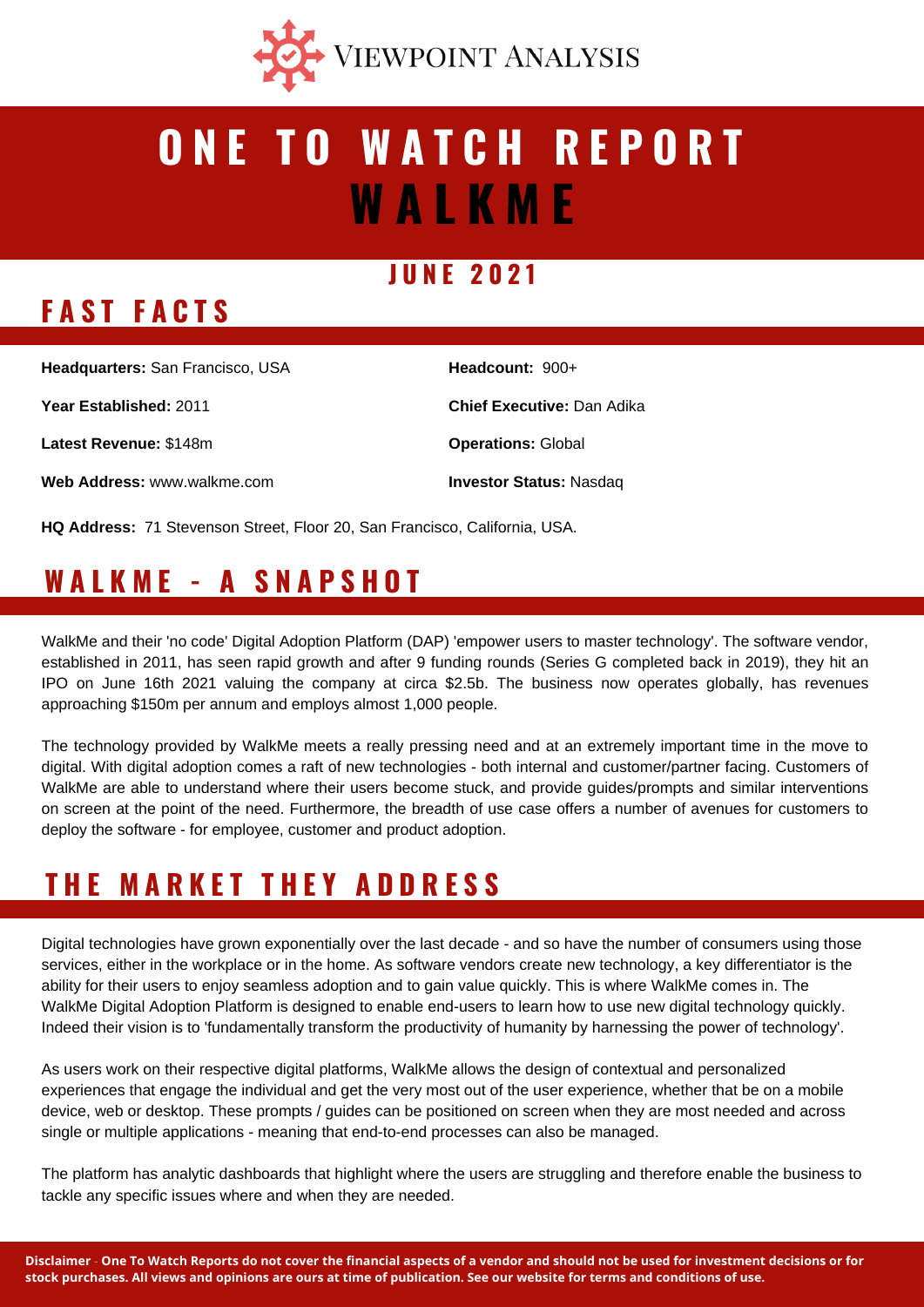Viewpoint Analysis

# ONE TO WATCH REPORT WALKME

## JUNE 2021

## FAST FACTS

| | |
|---|---|
| **Headquarters:** San Francisco, USA | **Headcount:** 900+ |
| **Year Established:** 2011 | **Chief Executive:** Dan Adika |
| **Latest Revenue:** $148m | **Operations:** Global |
| **Web Address:** www.walkme.com | **Investor Status:** Nasdaq |

**HQ Address:** 71 Stevenson Street, Floor 20, San Francisco, California, USA.

## WALKME - A SNAPSHOT

WalkMe and their 'no code' Digital Adoption Platform (DAP) 'empower users to master technology'. The software vendor, established in 2011, has seen rapid growth and after 9 funding rounds (Series G completed back in 2019), they hit an IPO on June 16th 2021 valuing the company at circa $2.5b. The business now operates globally, has revenues approaching $150m per annum and employs almost 1,000 people.

The technology provided by WalkMe meets a really pressing need and at an extremely important time in the move to digital. With digital adoption comes a raft of new technologies - both internal and customer/partner facing. Customers of WalkMe are able to understand where their users become stuck, and provide guides/prompts and similar interventions on screen at the point of the need. Furthermore, the breadth of use case offers a number of avenues for customers to deploy the software - for employee, customer and product adoption.

## THE MARKET THEY ADDRESS

Digital technologies have grown exponentially over the last decade - and so have the number of consumers using those services, either in the workplace or in the home. As software vendors create new technology, a key differentiator is the ability for their users to enjoy seamless adoption and to gain value quickly. This is where WalkMe comes in. The WalkMe Digital Adoption Platform is designed to enable end-users to learn how to use new digital technology quickly. Indeed their vision is to 'fundamentally transform the productivity of humanity by harnessing the power of technology'.

As users work on their respective digital platforms, WalkMe allows the design of contextual and personalized experiences that engage the individual and get the very most out of the user experience, whether that be on a mobile device, web or desktop. These prompts / guides can be positioned on screen when they are most needed and across single or multiple applications - meaning that end-to-end processes can also be managed.

The platform has analytic dashboards that highlight where the users are struggling and therefore enable the business to tackle any specific issues where and when they are needed.

**Disclaimer - One To Watch Reports do not cover the financial aspects of a vendor and should not be used for investment decisions or for stock purchases. All views and opinions are ours at time of publication. See our website for terms and conditions of use.**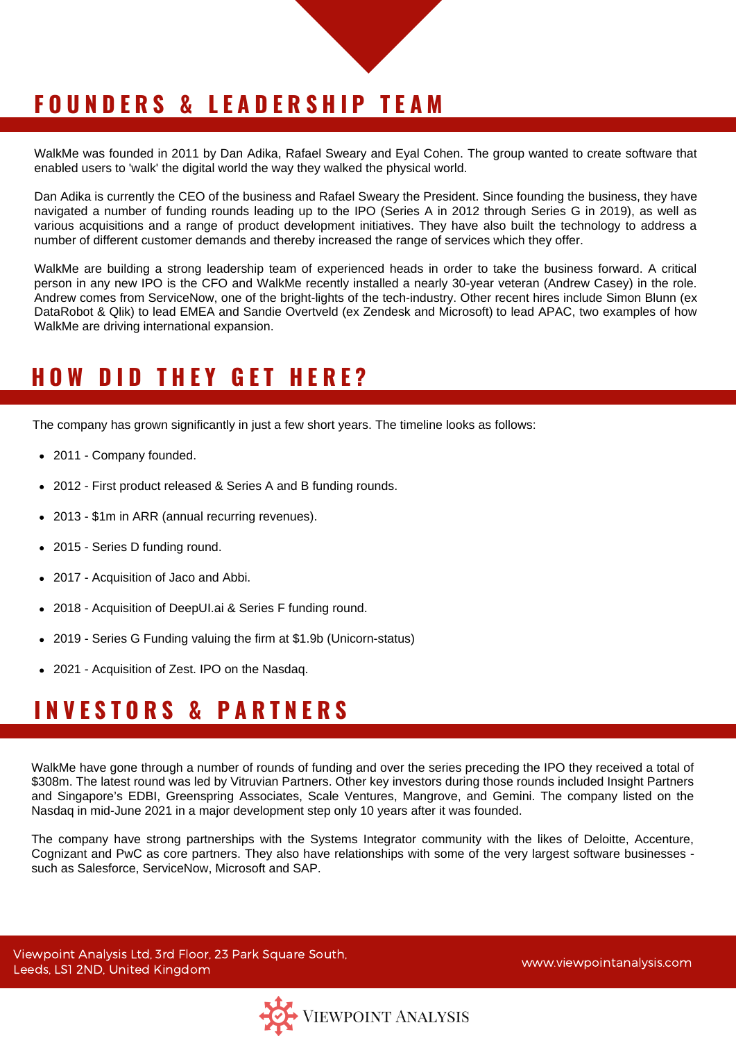## FOUNDERS & LEADERSHIP TEAM

WalkMe was founded in 2011 by Dan Adika, Rafael Sweary and Eyal Cohen. The group wanted to create software that enabled users to 'walk' the digital world the way they walked the physical world.

Dan Adika is currently the CEO of the business and Rafael Sweary the President. Since founding the business, they have navigated a number of funding rounds leading up to the IPO (Series A in 2012 through Series G in 2019), as well as various acquisitions and a range of product development initiatives. They have also built the technology to address a number of different customer demands and thereby increased the range of services which they offer.

WalkMe are building a strong leadership team of experienced heads in order to take the business forward. A critical person in any new IPO is the CFO and WalkMe recently installed a nearly 30-year veteran (Andrew Casey) in the role. Andrew comes from ServiceNow, one of the bright-lights of the tech-industry. Other recent hires include Simon Blunn (ex DataRobot & Qlik) to lead EMEA and Sandie Overtveld (ex Zendesk and Microsoft) to lead APAC, two examples of how WalkMe are driving international expansion.

## HOW DID THEY GET HERE?

The company has grown significantly in just a few short years. The timeline looks as follows:

- 2011 - Company founded.
- 2012 - First product released & Series A and B funding rounds.
- 2013 - $1m in ARR (annual recurring revenues).
- 2015 - Series D funding round.
- 2017 - Acquisition of Jaco and Abbi.
- 2018 - Acquisition of DeepUI.ai & Series F funding round.
- 2019 - Series G Funding valuing the firm at $1.9b (Unicorn-status)
- 2021 - Acquisition of Zest. IPO on the Nasdaq.

## INVESTORS & PARTNERS

WalkMe have gone through a number of rounds of funding and over the series preceding the IPO they received a total of $308m. The latest round was led by Vitruvian Partners. Other key investors during those rounds included Insight Partners and Singapore's EDBI, Greenspring Associates, Scale Ventures, Mangrove, and Gemini. The company listed on the Nasdaq in mid-June 2021 in a major development step only 10 years after it was founded.

The company have strong partnerships with the Systems Integrator community with the likes of Deloitte, Accenture, Cognizant and PwC as core partners. They also have relationships with some of the very largest software businesses - such as Salesforce, ServiceNow, Microsoft and SAP.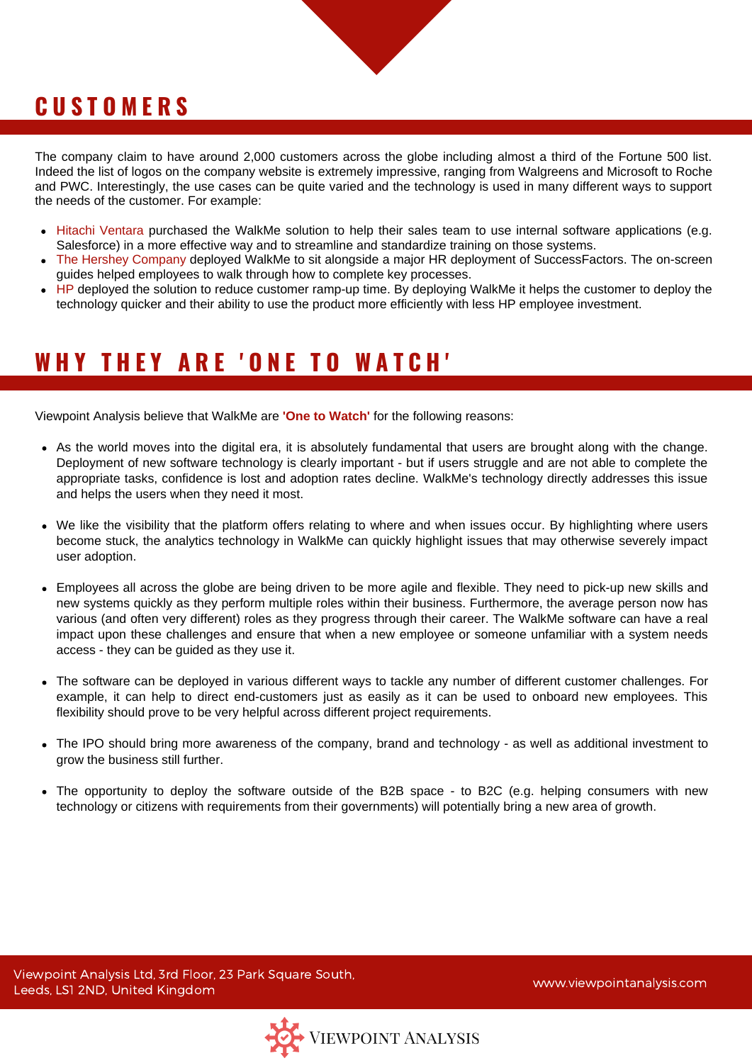# CUSTOMERS

The company claim to have around 2,000 customers across the globe including almost a third of the Fortune 500 list. Indeed the list of logos on the company website is extremely impressive, ranging from Walgreens and Microsoft to Roche and PWC. Interestingly, the use cases can be quite varied and the technology is used in many different ways to support the needs of the customer. For example:

- Hitachi Ventara purchased the WalkMe solution to help their sales team to use internal software applications (e.g. Salesforce) in a more effective way and to streamline and standardize training on those systems.
- The Hershey Company deployed WalkMe to sit alongside a major HR deployment of SuccessFactors. The on-screen guides helped employees to walk through how to complete key processes.
- HP deployed the solution to reduce customer ramp-up time. By deploying WalkMe it helps the customer to deploy the technology quicker and their ability to use the product more efficiently with less HP employee investment.

# WHY THEY ARE 'ONE TO WATCH'

Viewpoint Analysis believe that WalkMe are **'One to Watch'** for the following reasons:

- As the world moves into the digital era, it is absolutely fundamental that users are brought along with the change. Deployment of new software technology is clearly important - but if users struggle and are not able to complete the appropriate tasks, confidence is lost and adoption rates decline. WalkMe's technology directly addresses this issue and helps the users when they need it most.

- We like the visibility that the platform offers relating to where and when issues occur. By highlighting where users become stuck, the analytics technology in WalkMe can quickly highlight issues that may otherwise severely impact user adoption.

- Employees all across the globe are being driven to be more agile and flexible. They need to pick-up new skills and new systems quickly as they perform multiple roles within their business. Furthermore, the average person now has various (and often very different) roles as they progress through their career. The WalkMe software can have a real impact upon these challenges and ensure that when a new employee or someone unfamiliar with a system needs access - they can be guided as they use it.

- The software can be deployed in various different ways to tackle any number of different customer challenges. For example, it can help to direct end-customers just as easily as it can be used to onboard new employees. This flexibility should prove to be very helpful across different project requirements.

- The IPO should bring more awareness of the company, brand and technology - as well as additional investment to grow the business still further.

- The opportunity to deploy the software outside of the B2B space - to B2C (e.g. helping consumers with new technology or citizens with requirements from their governments) will potentially bring a new area of growth.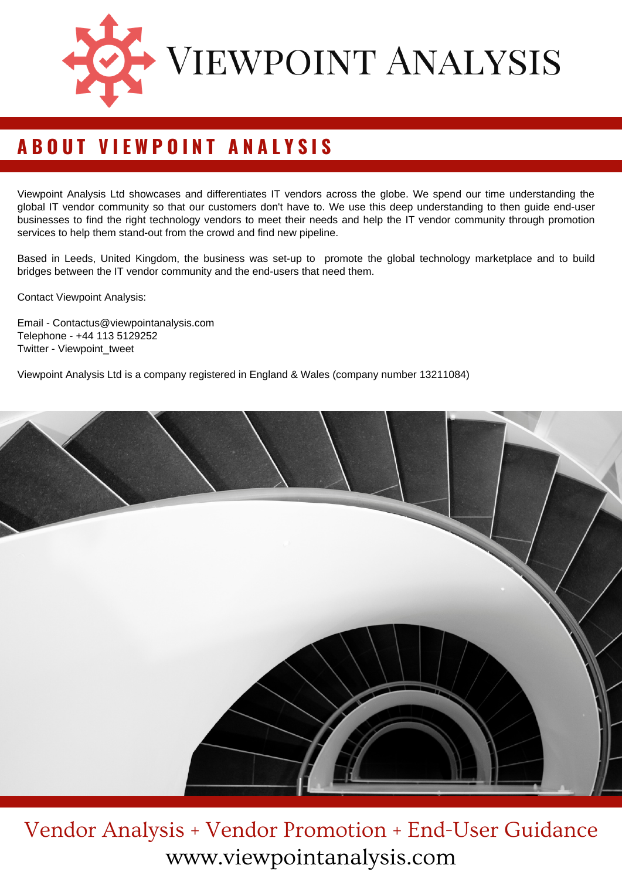# Viewpoint Analysis

## ABOUT VIEWPOINT ANALYSIS

Viewpoint Analysis Ltd showcases and differentiates IT vendors across the globe. We spend our time understanding the global IT vendor community so that our customers don't have to. We use this deep understanding to then guide end-user businesses to find the right technology vendors to meet their needs and help the IT vendor community through promotion services to help them stand-out from the crowd and find new pipeline.

Based in Leeds, United Kingdom, the business was set-up to promote the global technology marketplace and to build bridges between the IT vendor community and the end-users that need them.

Contact Viewpoint Analysis:

Email - Contactus@viewpointanalysis.com
Telephone - +44 113 5129252
Twitter - Viewpoint_tweet

Viewpoint Analysis Ltd is a company registered in England & Wales (company number 13211084)

Vendor Analysis + Vendor Promotion + End-User Guidance
www.viewpointanalysis.com